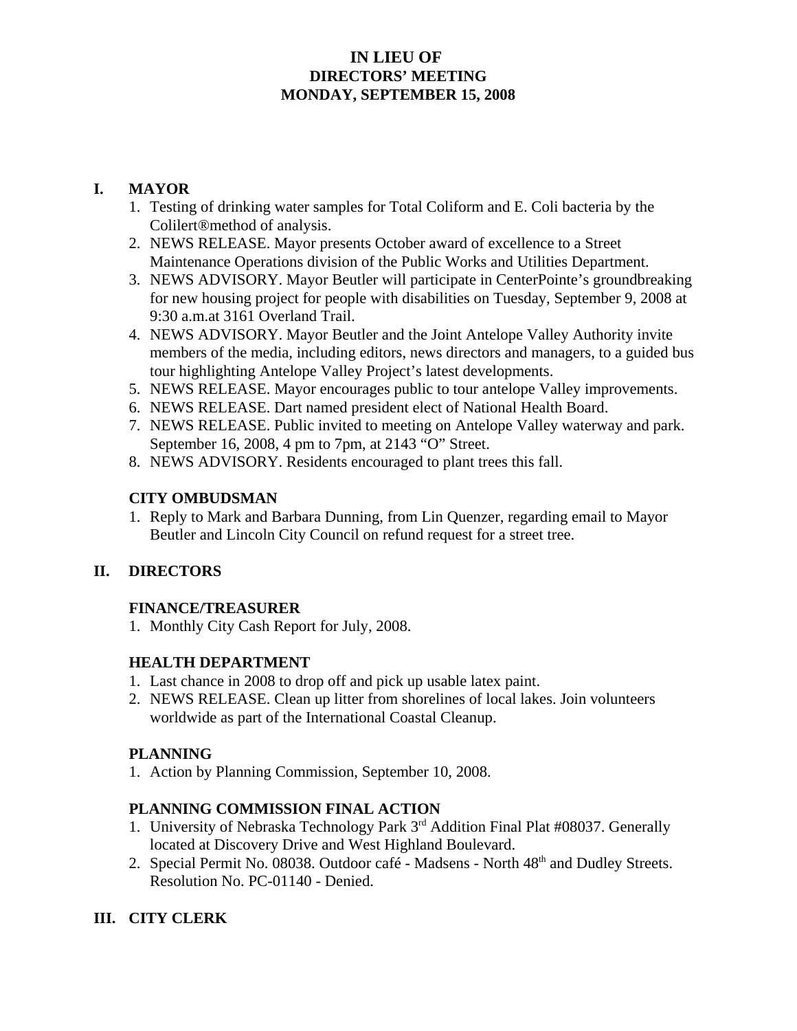# IN LIEU OF
# DIRECTORS' MEETING
# MONDAY, SEPTEMBER 15, 2008

## I. MAYOR

1. Testing of drinking water samples for Total Coliform and E. Coli bacteria by the Colilert®method of analysis.
2. NEWS RELEASE. Mayor presents October award of excellence to a Street Maintenance Operations division of the Public Works and Utilities Department.
3. NEWS ADVISORY. Mayor Beutler will participate in CenterPointe's groundbreaking for new housing project for people with disabilities on Tuesday, September 9, 2008 at 9:30 a.m.at 3161 Overland Trail.
4. NEWS ADVISORY. Mayor Beutler and the Joint Antelope Valley Authority invite members of the media, including editors, news directors and managers, to a guided bus tour highlighting Antelope Valley Project's latest developments.
5. NEWS RELEASE. Mayor encourages public to tour antelope Valley improvements.
6. NEWS RELEASE. Dart named president elect of National Health Board.
7. NEWS RELEASE. Public invited to meeting on Antelope Valley waterway and park. September 16, 2008, 4 pm to 7pm, at 2143 "O" Street.
8. NEWS ADVISORY. Residents encouraged to plant trees this fall.

### CITY OMBUDSMAN

1. Reply to Mark and Barbara Dunning, from Lin Quenzer, regarding email to Mayor Beutler and Lincoln City Council on refund request for a street tree.

## II. DIRECTORS

### FINANCE/TREASURER

1. Monthly City Cash Report for July, 2008.

### HEALTH DEPARTMENT

1. Last chance in 2008 to drop off and pick up usable latex paint.
2. NEWS RELEASE. Clean up litter from shorelines of local lakes. Join volunteers worldwide as part of the International Coastal Cleanup.

### PLANNING

1. Action by Planning Commission, September 10, 2008.

### PLANNING COMMISSION FINAL ACTION

1. University of Nebraska Technology Park 3rd Addition Final Plat #08037. Generally located at Discovery Drive and West Highland Boulevard.
2. Special Permit No. 08038. Outdoor café - Madsens - North 48th and Dudley Streets. Resolution No. PC-01140 - Denied.

## III. CITY CLERK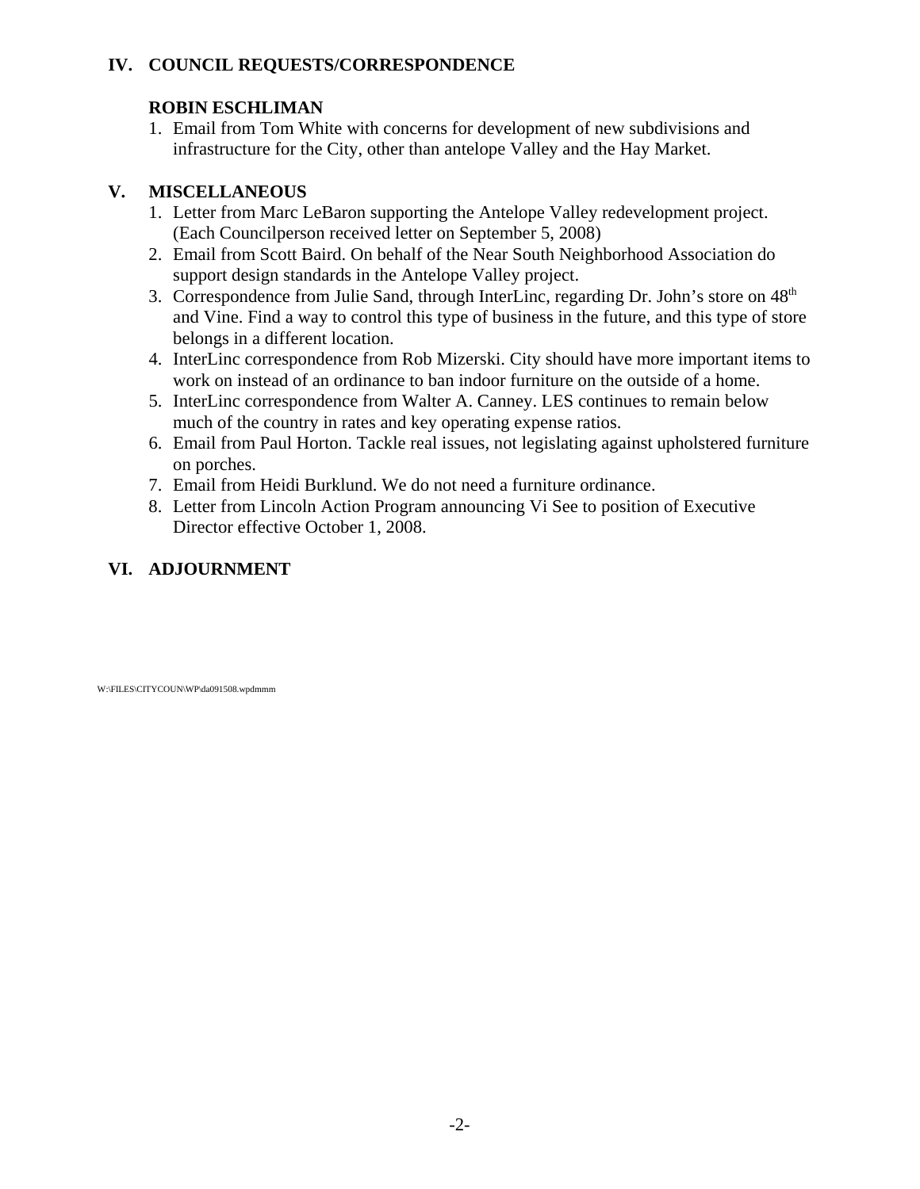## IV. COUNCIL REQUESTS/CORRESPONDENCE

### ROBIN ESCHLIMAN

1. Email from Tom White with concerns for development of new subdivisions and infrastructure for the City, other than antelope Valley and the Hay Market.

## V. MISCELLANEOUS

1. Letter from Marc LeBaron supporting the Antelope Valley redevelopment project. (Each Councilperson received letter on September 5, 2008)
2. Email from Scott Baird. On behalf of the Near South Neighborhood Association do support design standards in the Antelope Valley project.
3. Correspondence from Julie Sand, through InterLinc, regarding Dr. John's store on 48th and Vine. Find a way to control this type of business in the future, and this type of store belongs in a different location.
4. InterLinc correspondence from Rob Mizerski. City should have more important items to work on instead of an ordinance to ban indoor furniture on the outside of a home.
5. InterLinc correspondence from Walter A. Canney. LES continues to remain below much of the country in rates and key operating expense ratios.
6. Email from Paul Horton. Tackle real issues, not legislating against upholstered furniture on porches.
7. Email from Heidi Burklund. We do not need a furniture ordinance.
8. Letter from Lincoln Action Program announcing Vi See to position of Executive Director effective October 1, 2008.

## VI. ADJOURNMENT

W:\FILES\CITYCOUN\WP\da091508.wpdmmm